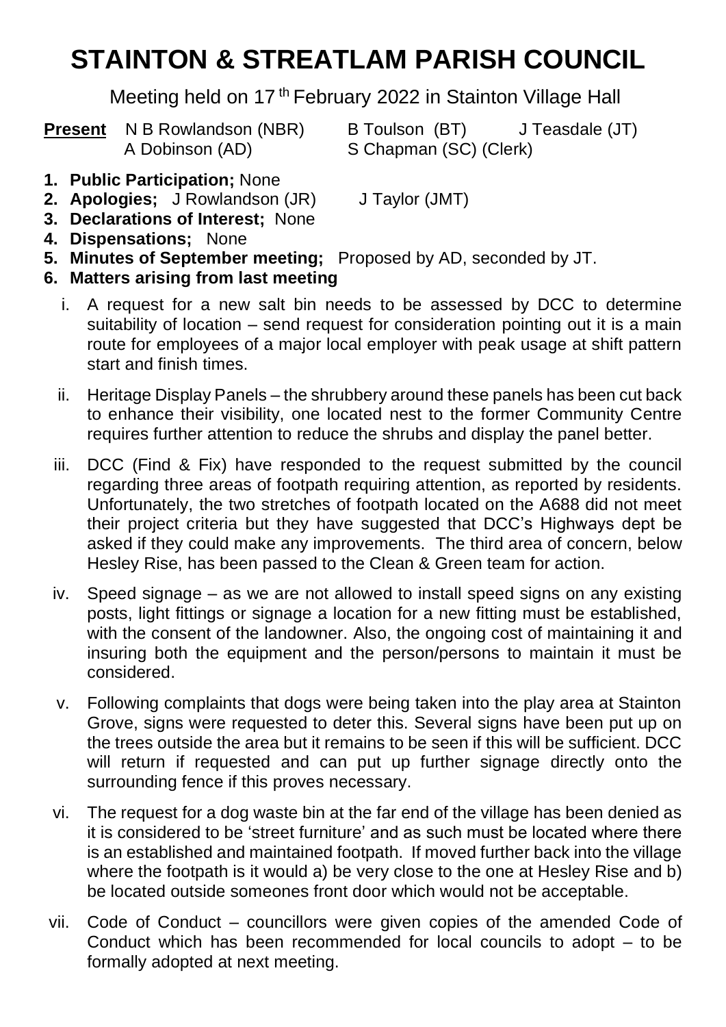# STAINTON & STREATLAM PARISH COUNCIL

Meeting held on 17th February 2022 in Stainton Village Hall

**Present** N B Rowlandson (NBR) B Toulson (BT) J Teasdale (JT) A Dobinson (AD) S Chapman (SC) (Clerk)

1. **Public Participation;** None
2. **Apologies;** J Rowlandson (JR) J Taylor (JMT)
3. **Declarations of Interest;** None
4. **Dispensations;** None
5. **Minutes of September meeting;** Proposed by AD, seconded by JT.
6. **Matters arising from last meeting**

   i. A request for a new salt bin needs to be assessed by DCC to determine suitability of location – send request for consideration pointing out it is a main route for employees of a major local employer with peak usage at shift pattern start and finish times.

   ii. Heritage Display Panels – the shrubbery around these panels has been cut back to enhance their visibility, one located nest to the former Community Centre requires further attention to reduce the shrubs and display the panel better.

   iii. DCC (Find & Fix) have responded to the request submitted by the council regarding three areas of footpath requiring attention, as reported by residents. Unfortunately, the two stretches of footpath located on the A688 did not meet their project criteria but they have suggested that DCC's Highways dept be asked if they could make any improvements. The third area of concern, below Hesley Rise, has been passed to the Clean & Green team for action.

   iv. Speed signage – as we are not allowed to install speed signs on any existing posts, light fittings or signage a location for a new fitting must be established, with the consent of the landowner. Also, the ongoing cost of maintaining it and insuring both the equipment and the person/persons to maintain it must be considered.

   v. Following complaints that dogs were being taken into the play area at Stainton Grove, signs were requested to deter this. Several signs have been put up on the trees outside the area but it remains to be seen if this will be sufficient. DCC will return if requested and can put up further signage directly onto the surrounding fence if this proves necessary.

   vi. The request for a dog waste bin at the far end of the village has been denied as it is considered to be 'street furniture' and as such must be located where there is an established and maintained footpath. If moved further back into the village where the footpath is it would a) be very close to the one at Hesley Rise and b) be located outside someones front door which would not be acceptable.

   vii. Code of Conduct – councillors were given copies of the amended Code of Conduct which has been recommended for local councils to adopt – to be formally adopted at next meeting.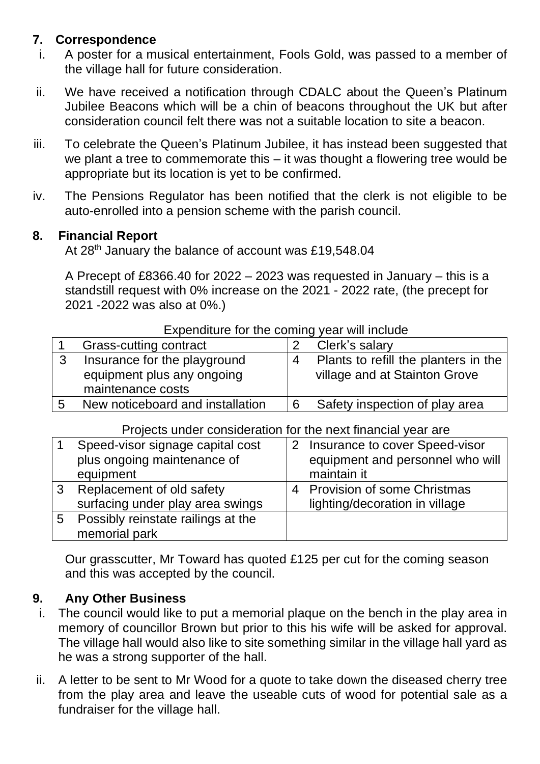## 7. Correspondence

i. A poster for a musical entertainment, Fools Gold, was passed to a member of the village hall for future consideration.

ii. We have received a notification through CDALC about the Queen's Platinum Jubilee Beacons which will be a chin of beacons throughout the UK but after consideration council felt there was not a suitable location to site a beacon.

iii. To celebrate the Queen's Platinum Jubilee, it has instead been suggested that we plant a tree to commemorate this – it was thought a flowering tree would be appropriate but its location is yet to be confirmed.

iv. The Pensions Regulator has been notified that the clerk is not eligible to be auto-enrolled into a pension scheme with the parish council.

## 8. Financial Report

At 28th January the balance of account was £19,548.04

A Precept of £8366.40 for 2022 – 2023 was requested in January – this is a standstill request with 0% increase on the 2021 - 2022 rate, (the precept for 2021 -2022 was also at 0%.)

Expenditure for the coming year will include

| | | | |
|---|---|---|---|
| 1 | Grass-cutting contract | 2 | Clerk's salary |
| 3 | Insurance for the playground equipment plus any ongoing maintenance costs | 4 | Plants to refill the planters in the village and at Stainton Grove |
| 5 | New noticeboard and installation | 6 | Safety inspection of play area |

Projects under consideration for the next financial year are

| | | | |
|---|---|---|---|
| 1 | Speed-visor signage capital cost plus ongoing maintenance of equipment | 2 | Insurance to cover Speed-visor equipment and personnel who will maintain it |
| 3 | Replacement of old safety surfacing under play area swings | 4 | Provision of some Christmas lighting/decoration in village |
| 5 | Possibly reinstate railings at the memorial park | | |

Our grasscutter, Mr Toward has quoted £125 per cut for the coming season and this was accepted by the council.

## 9. Any Other Business

i. The council would like to put a memorial plaque on the bench in the play area in memory of councillor Brown but prior to this his wife will be asked for approval. The village hall would also like to site something similar in the village hall yard as he was a strong supporter of the hall.

ii. A letter to be sent to Mr Wood for a quote to take down the diseased cherry tree from the play area and leave the useable cuts of wood for potential sale as a fundraiser for the village hall.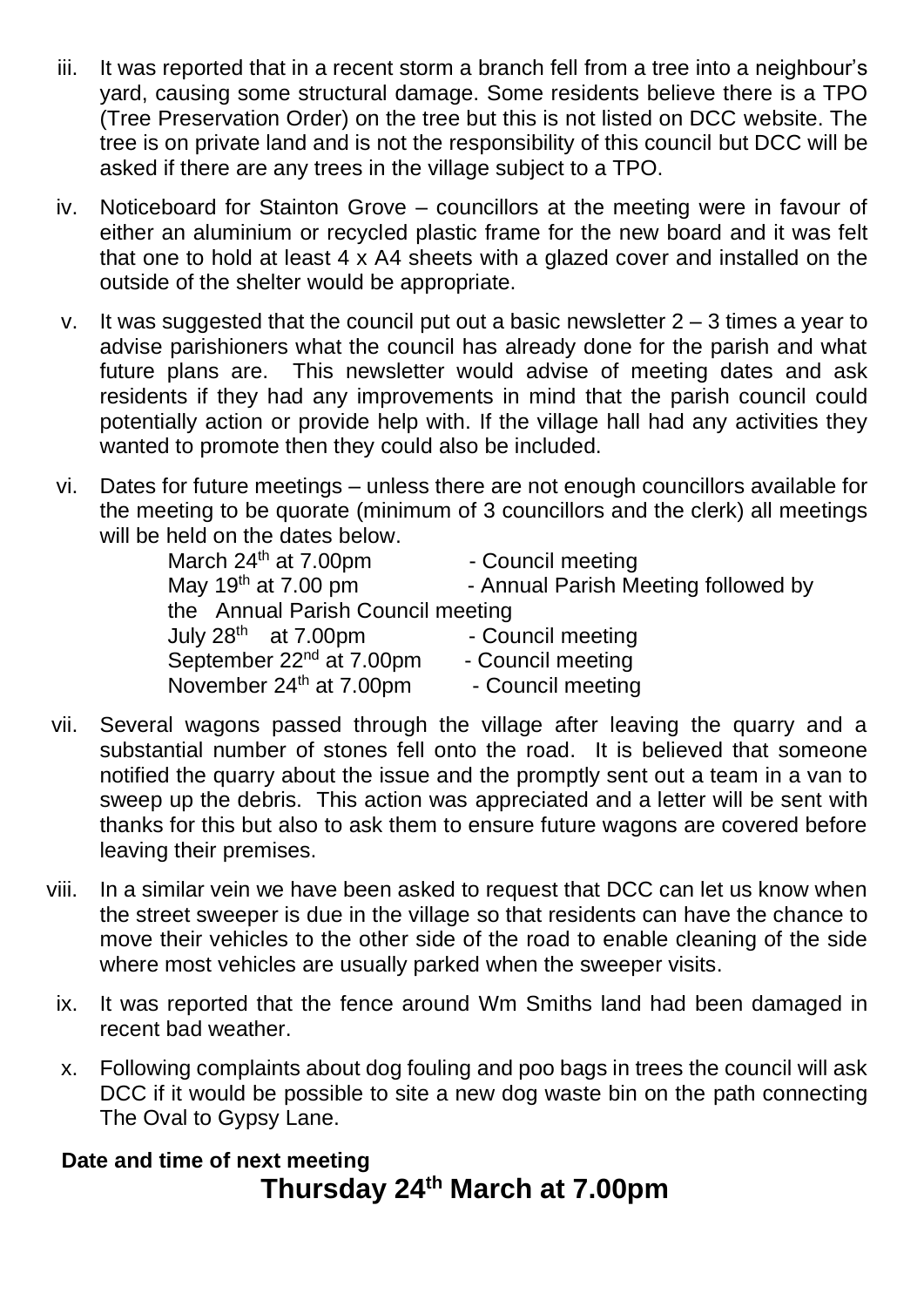iii. It was reported that in a recent storm a branch fell from a tree into a neighbour's yard, causing some structural damage. Some residents believe there is a TPO (Tree Preservation Order) on the tree but this is not listed on DCC website. The tree is on private land and is not the responsibility of this council but DCC will be asked if there are any trees in the village subject to a TPO.

iv. Noticeboard for Stainton Grove – councillors at the meeting were in favour of either an aluminium or recycled plastic frame for the new board and it was felt that one to hold at least 4 x A4 sheets with a glazed cover and installed on the outside of the shelter would be appropriate.

v. It was suggested that the council put out a basic newsletter 2 – 3 times a year to advise parishioners what the council has already done for the parish and what future plans are. This newsletter would advise of meeting dates and ask residents if they had any improvements in mind that the parish council could potentially action or provide help with. If the village hall had any activities they wanted to promote then they could also be included.

vi. Dates for future meetings – unless there are not enough councillors available for the meeting to be quorate (minimum of 3 councillors and the clerk) all meetings will be held on the dates below.

    March 24th at 7.00pm - Council meeting
    May 19th at 7.00 pm - Annual Parish Meeting followed by the Annual Parish Council meeting
    July 28th at 7.00pm - Council meeting
    September 22nd at 7.00pm - Council meeting
    November 24th at 7.00pm - Council meeting

vii. Several wagons passed through the village after leaving the quarry and a substantial number of stones fell onto the road. It is believed that someone notified the quarry about the issue and the promptly sent out a team in a van to sweep up the debris. This action was appreciated and a letter will be sent with thanks for this but also to ask them to ensure future wagons are covered before leaving their premises.

viii. In a similar vein we have been asked to request that DCC can let us know when the street sweeper is due in the village so that residents can have the chance to move their vehicles to the other side of the road to enable cleaning of the side where most vehicles are usually parked when the sweeper visits.

ix. It was reported that the fence around Wm Smiths land had been damaged in recent bad weather.

x. Following complaints about dog fouling and poo bags in trees the council will ask DCC if it would be possible to site a new dog waste bin on the path connecting The Oval to Gypsy Lane.

**Date and time of next meeting**

## Thursday 24th March at 7.00pm